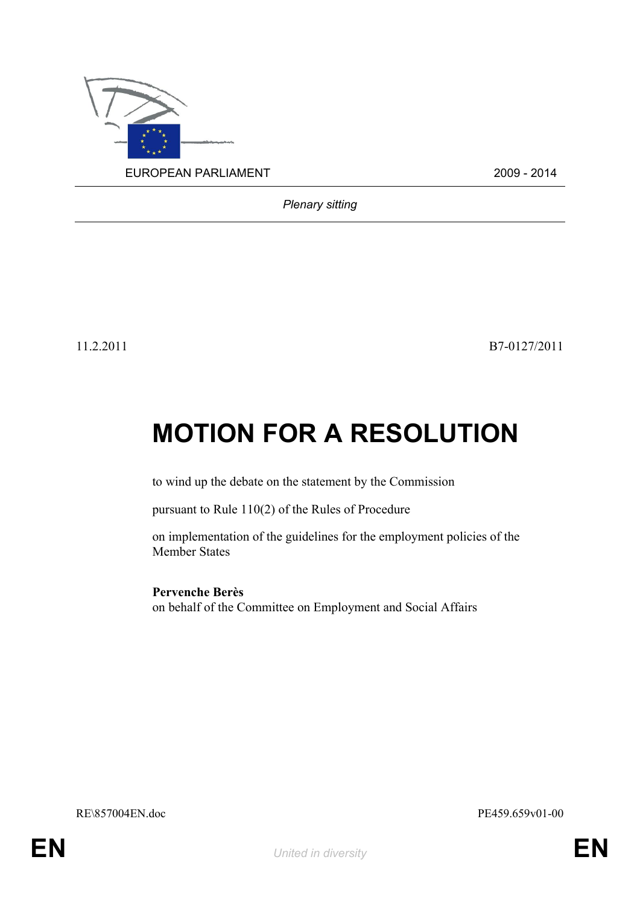EUROPEAN PARLIAMENT 2009 - 2014

*Plenary sitting*

11.2.2011 B7-0127/2011

# MOTION FOR A RESOLUTION

to wind up the debate on the statement by the Commission

pursuant to Rule 110(2) of the Rules of Procedure

on implementation of the guidelines for the employment policies of the Member States

**Pervenche Berès**
on behalf of the Committee on Employment and Social Affairs

RE\857004EN.doc PE459.659v01-00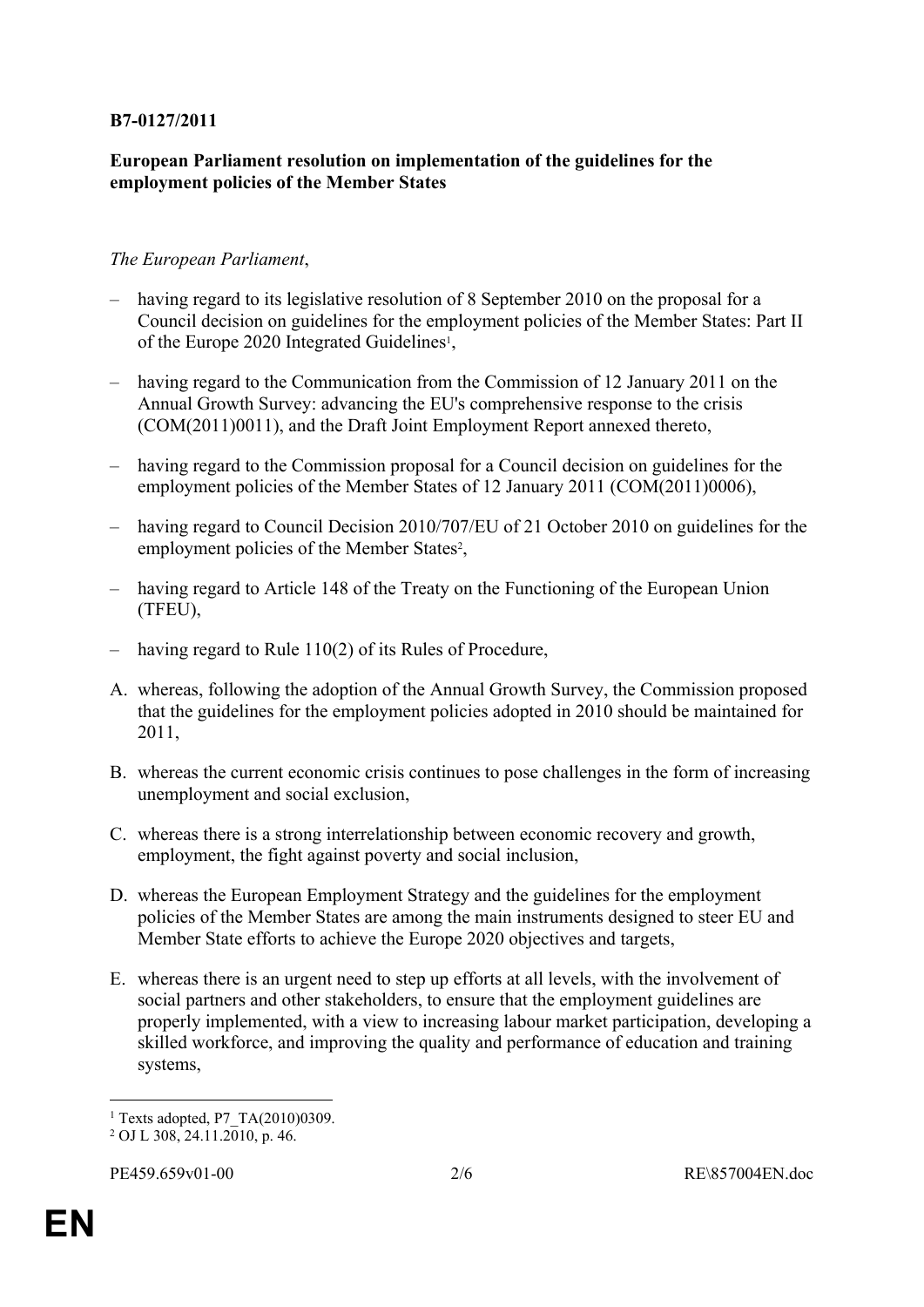**B7-0127/2011**

**European Parliament resolution on implementation of the guidelines for the employment policies of the Member States**

*The European Parliament*,

– having regard to its legislative resolution of 8 September 2010 on the proposal for a Council decision on guidelines for the employment policies of the Member States: Part II of the Europe 2020 Integrated Guidelines[1],

– having regard to the Communication from the Commission of 12 January 2011 on the Annual Growth Survey: advancing the EU's comprehensive response to the crisis (COM(2011)0011), and the Draft Joint Employment Report annexed thereto,

– having regard to the Commission proposal for a Council decision on guidelines for the employment policies of the Member States of 12 January 2011 (COM(2011)0006),

– having regard to Council Decision 2010/707/EU of 21 October 2010 on guidelines for the employment policies of the Member States[2],

– having regard to Article 148 of the Treaty on the Functioning of the European Union (TFEU),

– having regard to Rule 110(2) of its Rules of Procedure,

A. whereas, following the adoption of the Annual Growth Survey, the Commission proposed that the guidelines for the employment policies adopted in 2010 should be maintained for 2011,

B. whereas the current economic crisis continues to pose challenges in the form of increasing unemployment and social exclusion,

C. whereas there is a strong interrelationship between economic recovery and growth, employment, the fight against poverty and social inclusion,

D. whereas the European Employment Strategy and the guidelines for the employment policies of the Member States are among the main instruments designed to steer EU and Member State efforts to achieve the Europe 2020 objectives and targets,

E. whereas there is an urgent need to step up efforts at all levels, with the involvement of social partners and other stakeholders, to ensure that the employment guidelines are properly implemented, with a view to increasing labour market participation, developing a skilled workforce, and improving the quality and performance of education and training systems,

---

[1] Texts adopted, P7_TA(2010)0309.

[2] OJ L 308, 24.11.2010, p. 46.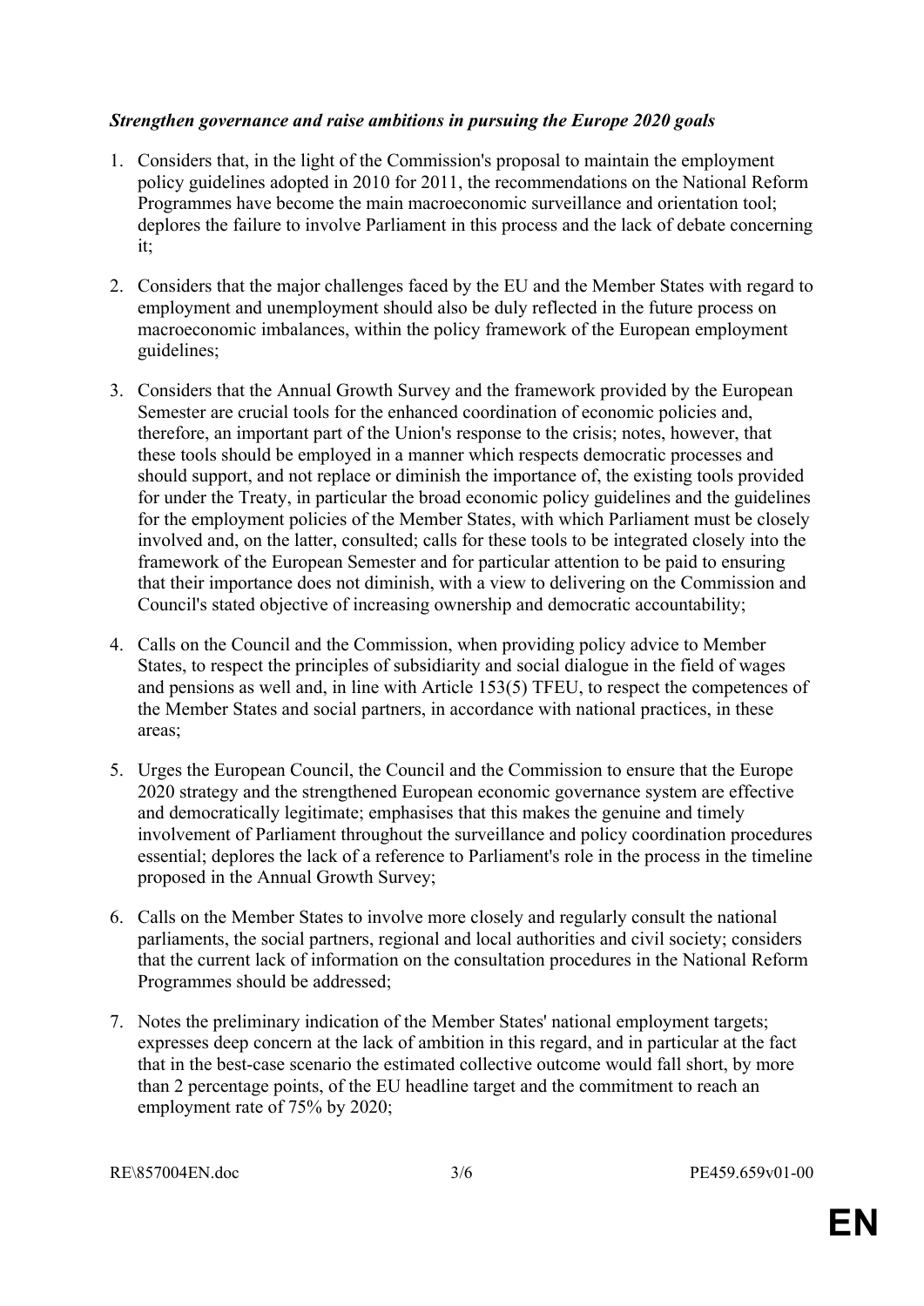***Strengthen governance and raise ambitions in pursuing the Europe 2020 goals***

1. Considers that, in the light of the Commission's proposal to maintain the employment policy guidelines adopted in 2010 for 2011, the recommendations on the National Reform Programmes have become the main macroeconomic surveillance and orientation tool; deplores the failure to involve Parliament in this process and the lack of debate concerning it;

2. Considers that the major challenges faced by the EU and the Member States with regard to employment and unemployment should also be duly reflected in the future process on macroeconomic imbalances, within the policy framework of the European employment guidelines;

3. Considers that the Annual Growth Survey and the framework provided by the European Semester are crucial tools for the enhanced coordination of economic policies and, therefore, an important part of the Union's response to the crisis; notes, however, that these tools should be employed in a manner which respects democratic processes and should support, and not replace or diminish the importance of, the existing tools provided for under the Treaty, in particular the broad economic policy guidelines and the guidelines for the employment policies of the Member States, with which Parliament must be closely involved and, on the latter, consulted; calls for these tools to be integrated closely into the framework of the European Semester and for particular attention to be paid to ensuring that their importance does not diminish, with a view to delivering on the Commission and Council's stated objective of increasing ownership and democratic accountability;

4. Calls on the Council and the Commission, when providing policy advice to Member States, to respect the principles of subsidiarity and social dialogue in the field of wages and pensions as well and, in line with Article 153(5) TFEU, to respect the competences of the Member States and social partners, in accordance with national practices, in these areas;

5. Urges the European Council, the Council and the Commission to ensure that the Europe 2020 strategy and the strengthened European economic governance system are effective and democratically legitimate; emphasises that this makes the genuine and timely involvement of Parliament throughout the surveillance and policy coordination procedures essential; deplores the lack of a reference to Parliament's role in the process in the timeline proposed in the Annual Growth Survey;

6. Calls on the Member States to involve more closely and regularly consult the national parliaments, the social partners, regional and local authorities and civil society; considers that the current lack of information on the consultation procedures in the National Reform Programmes should be addressed;

7. Notes the preliminary indication of the Member States' national employment targets; expresses deep concern at the lack of ambition in this regard, and in particular at the fact that in the best-case scenario the estimated collective outcome would fall short, by more than 2 percentage points, of the EU headline target and the commitment to reach an employment rate of 75% by 2020;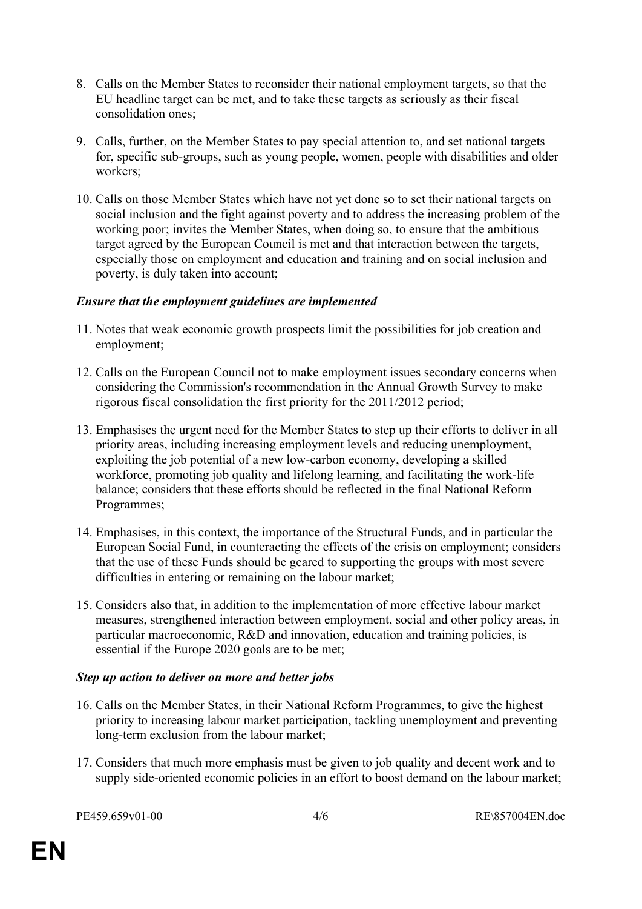8. Calls on the Member States to reconsider their national employment targets, so that the EU headline target can be met, and to take these targets as seriously as their fiscal consolidation ones;

9. Calls, further, on the Member States to pay special attention to, and set national targets for, specific sub-groups, such as young people, women, people with disabilities and older workers;

10. Calls on those Member States which have not yet done so to set their national targets on social inclusion and the fight against poverty and to address the increasing problem of the working poor; invites the Member States, when doing so, to ensure that the ambitious target agreed by the European Council is met and that interaction between the targets, especially those on employment and education and training and on social inclusion and poverty, is duly taken into account;

***Ensure that the employment guidelines are implemented***

11. Notes that weak economic growth prospects limit the possibilities for job creation and employment;

12. Calls on the European Council not to make employment issues secondary concerns when considering the Commission's recommendation in the Annual Growth Survey to make rigorous fiscal consolidation the first priority for the 2011/2012 period;

13. Emphasises the urgent need for the Member States to step up their efforts to deliver in all priority areas, including increasing employment levels and reducing unemployment, exploiting the job potential of a new low-carbon economy, developing a skilled workforce, promoting job quality and lifelong learning, and facilitating the work-life balance; considers that these efforts should be reflected in the final National Reform Programmes;

14. Emphasises, in this context, the importance of the Structural Funds, and in particular the European Social Fund, in counteracting the effects of the crisis on employment; considers that the use of these Funds should be geared to supporting the groups with most severe difficulties in entering or remaining on the labour market;

15. Considers also that, in addition to the implementation of more effective labour market measures, strengthened interaction between employment, social and other policy areas, in particular macroeconomic, R&D and innovation, education and training policies, is essential if the Europe 2020 goals are to be met;

***Step up action to deliver on more and better jobs***

16. Calls on the Member States, in their National Reform Programmes, to give the highest priority to increasing labour market participation, tackling unemployment and preventing long-term exclusion from the labour market;

17. Considers that much more emphasis must be given to job quality and decent work and to supply side-oriented economic policies in an effort to boost demand on the labour market;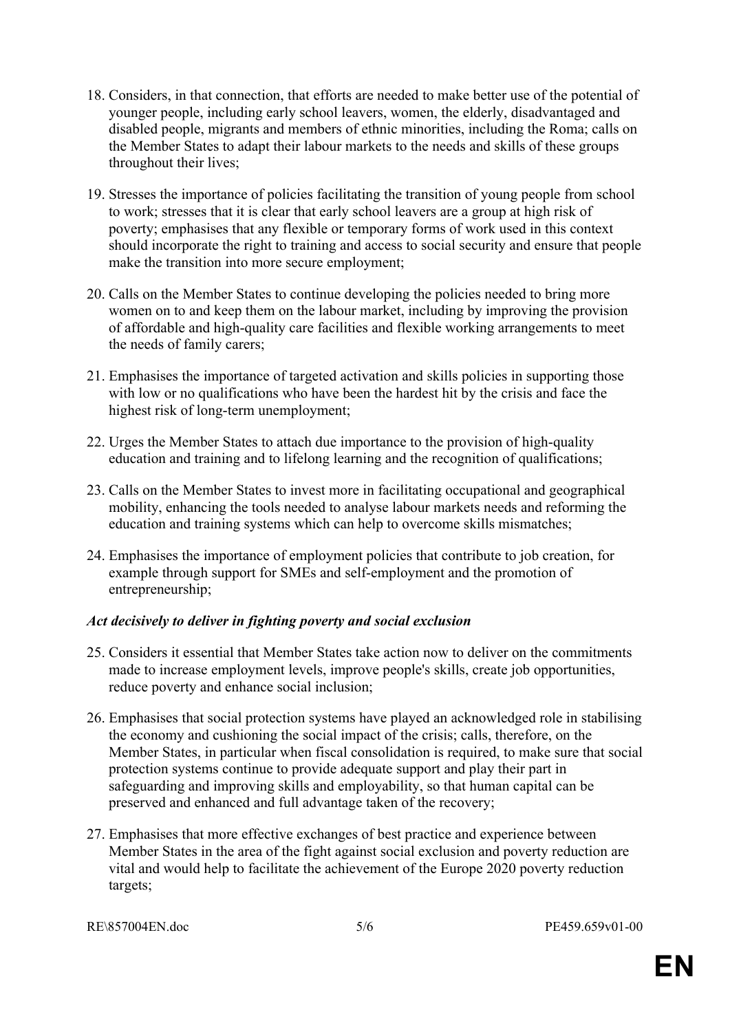18. Considers, in that connection, that efforts are needed to make better use of the potential of younger people, including early school leavers, women, the elderly, disadvantaged and disabled people, migrants and members of ethnic minorities, including the Roma; calls on the Member States to adapt their labour markets to the needs and skills of these groups throughout their lives;

19. Stresses the importance of policies facilitating the transition of young people from school to work; stresses that it is clear that early school leavers are a group at high risk of poverty; emphasises that any flexible or temporary forms of work used in this context should incorporate the right to training and access to social security and ensure that people make the transition into more secure employment;

20. Calls on the Member States to continue developing the policies needed to bring more women on to and keep them on the labour market, including by improving the provision of affordable and high-quality care facilities and flexible working arrangements to meet the needs of family carers;

21. Emphasises the importance of targeted activation and skills policies in supporting those with low or no qualifications who have been the hardest hit by the crisis and face the highest risk of long-term unemployment;

22. Urges the Member States to attach due importance to the provision of high-quality education and training and to lifelong learning and the recognition of qualifications;

23. Calls on the Member States to invest more in facilitating occupational and geographical mobility, enhancing the tools needed to analyse labour markets needs and reforming the education and training systems which can help to overcome skills mismatches;

24. Emphasises the importance of employment policies that contribute to job creation, for example through support for SMEs and self-employment and the promotion of entrepreneurship;

***Act decisively to deliver in fighting poverty and social exclusion***

25. Considers it essential that Member States take action now to deliver on the commitments made to increase employment levels, improve people's skills, create job opportunities, reduce poverty and enhance social inclusion;

26. Emphasises that social protection systems have played an acknowledged role in stabilising the economy and cushioning the social impact of the crisis; calls, therefore, on the Member States, in particular when fiscal consolidation is required, to make sure that social protection systems continue to provide adequate support and play their part in safeguarding and improving skills and employability, so that human capital can be preserved and enhanced and full advantage taken of the recovery;

27. Emphasises that more effective exchanges of best practice and experience between Member States in the area of the fight against social exclusion and poverty reduction are vital and would help to facilitate the achievement of the Europe 2020 poverty reduction targets;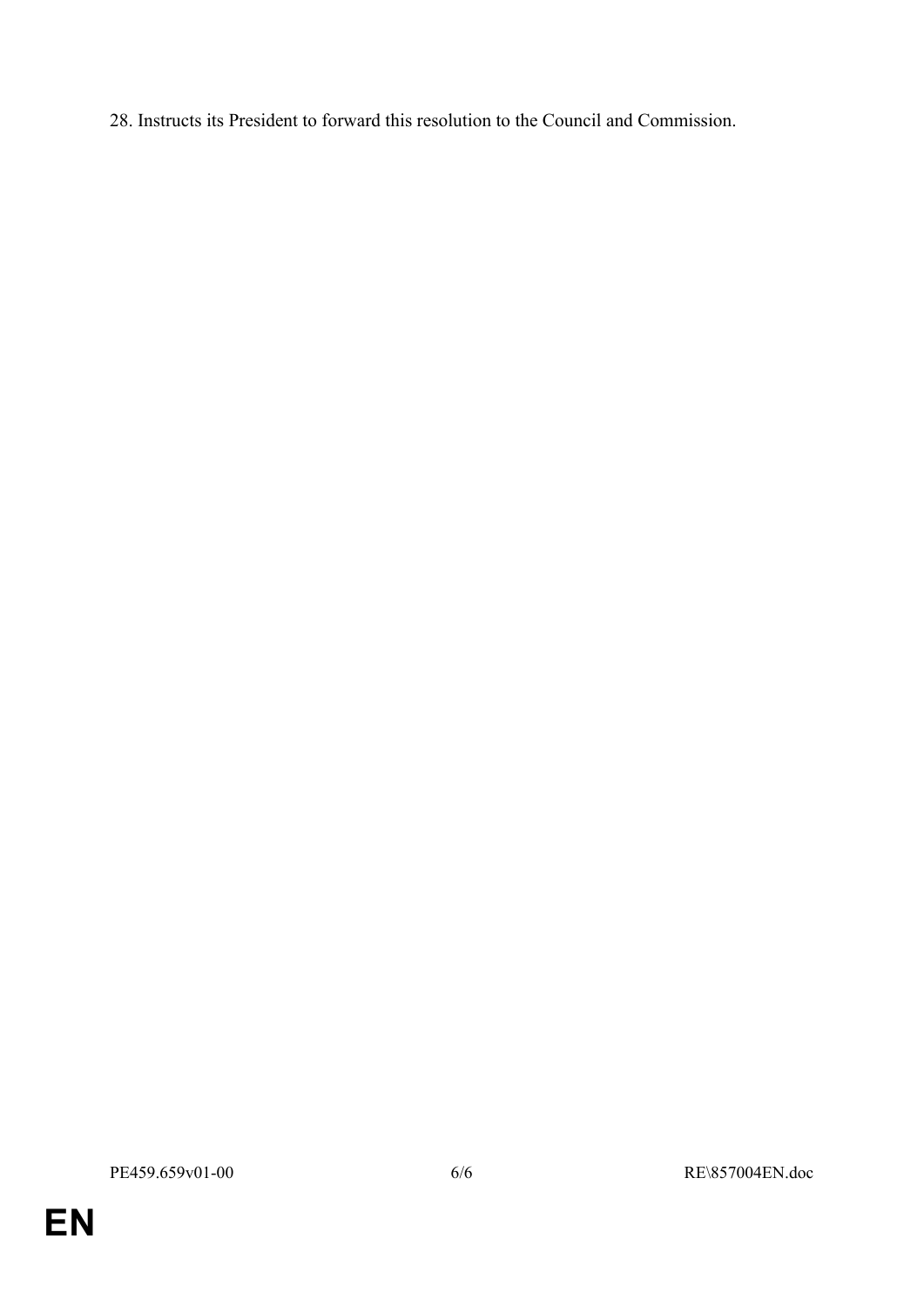28. Instructs its President to forward this resolution to the Council and Commission.